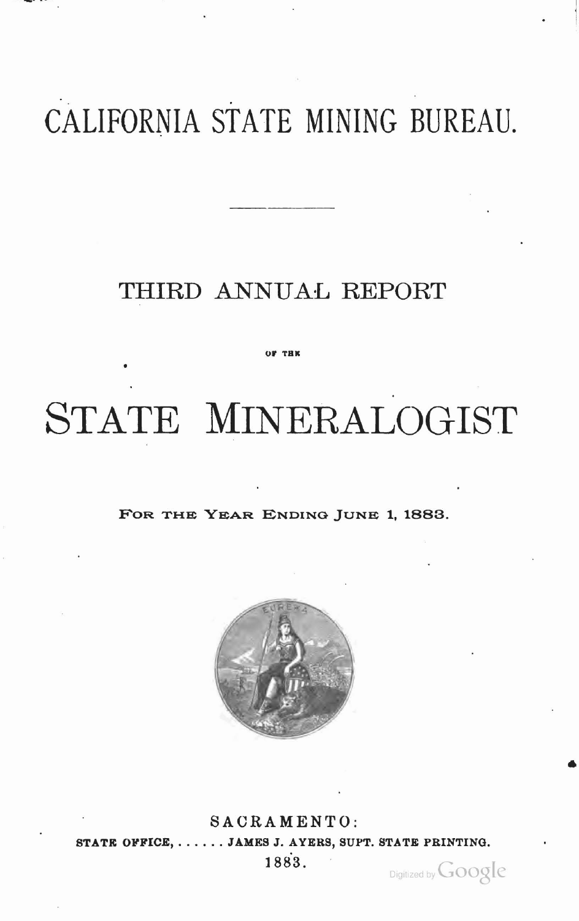# CALIFORNIA STATE MINING BUREAU.

---

## THIRD ANNUAL REPORT

OF THE

# STATE MINERALOGIST

FOR THE YEAR ENDING JUNE 1, 1883.

SACRAMENTO:

STATE OFFICE, . . . . . . JAMES J. AYERS, SUPT. STATE PRINTING.

1883.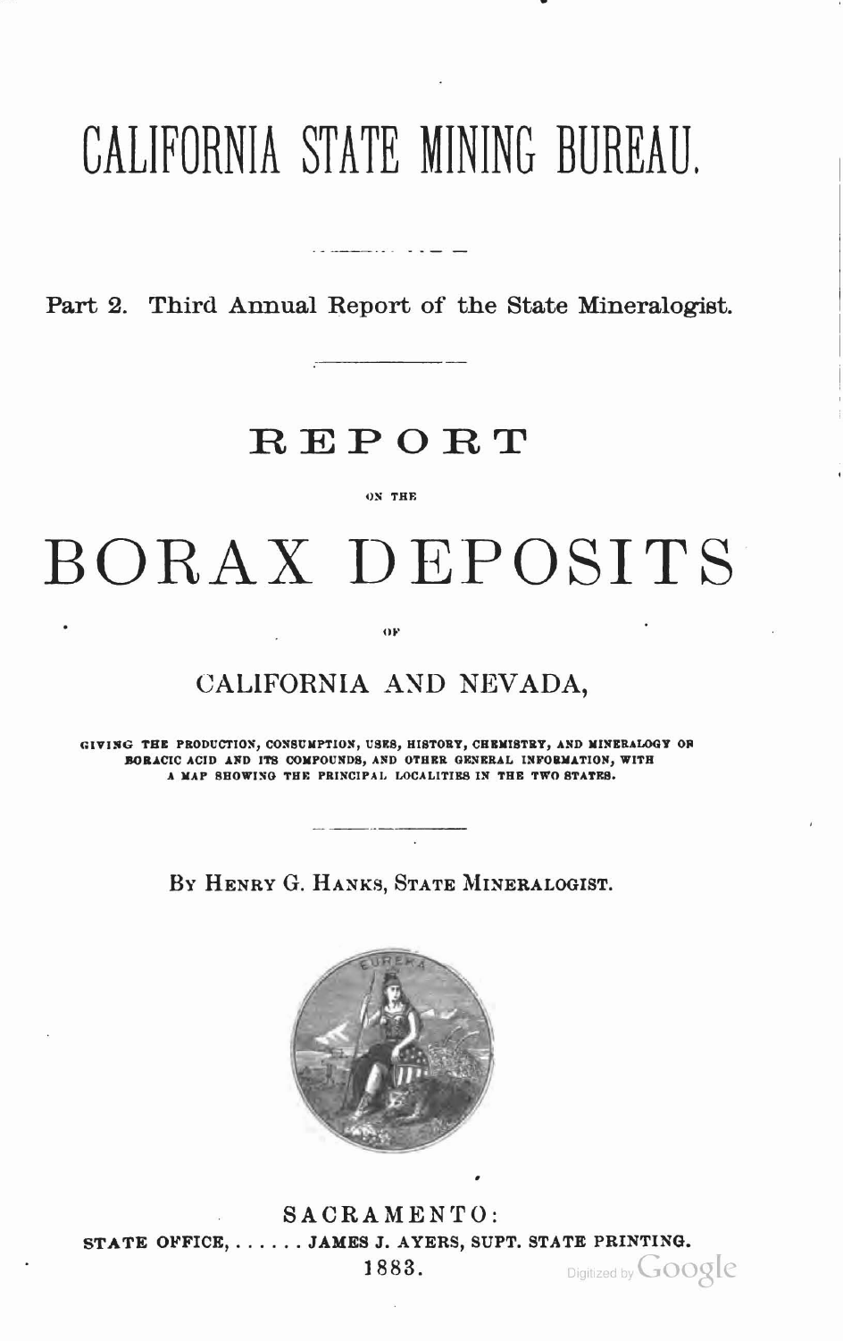# CALIFORNIA STATE MINING BUREAU.

Part 2. Third Annual Report of the State Mineralogist.

## REPORT

ON THE

# BORAX DEPOSITS

OF

## CALIFORNIA AND NEVADA,

GIVING THE PRODUCTION, CONSUMPTION, USES, HISTORY, CHEMISTRY, AND MINERALOGY OF BORACIC ACID AND ITS COMPOUNDS, AND OTHER GENERAL INFORMATION, WITH A MAP SHOWING THE PRINCIPAL LOCALITIES IN THE TWO STATES.

BY HENRY G. HANKS, STATE MINERALOGIST.

SACRAMENTO:
STATE OFFICE, . . . . . . JAMES J. AYERS, SUPT. STATE PRINTING.
1883.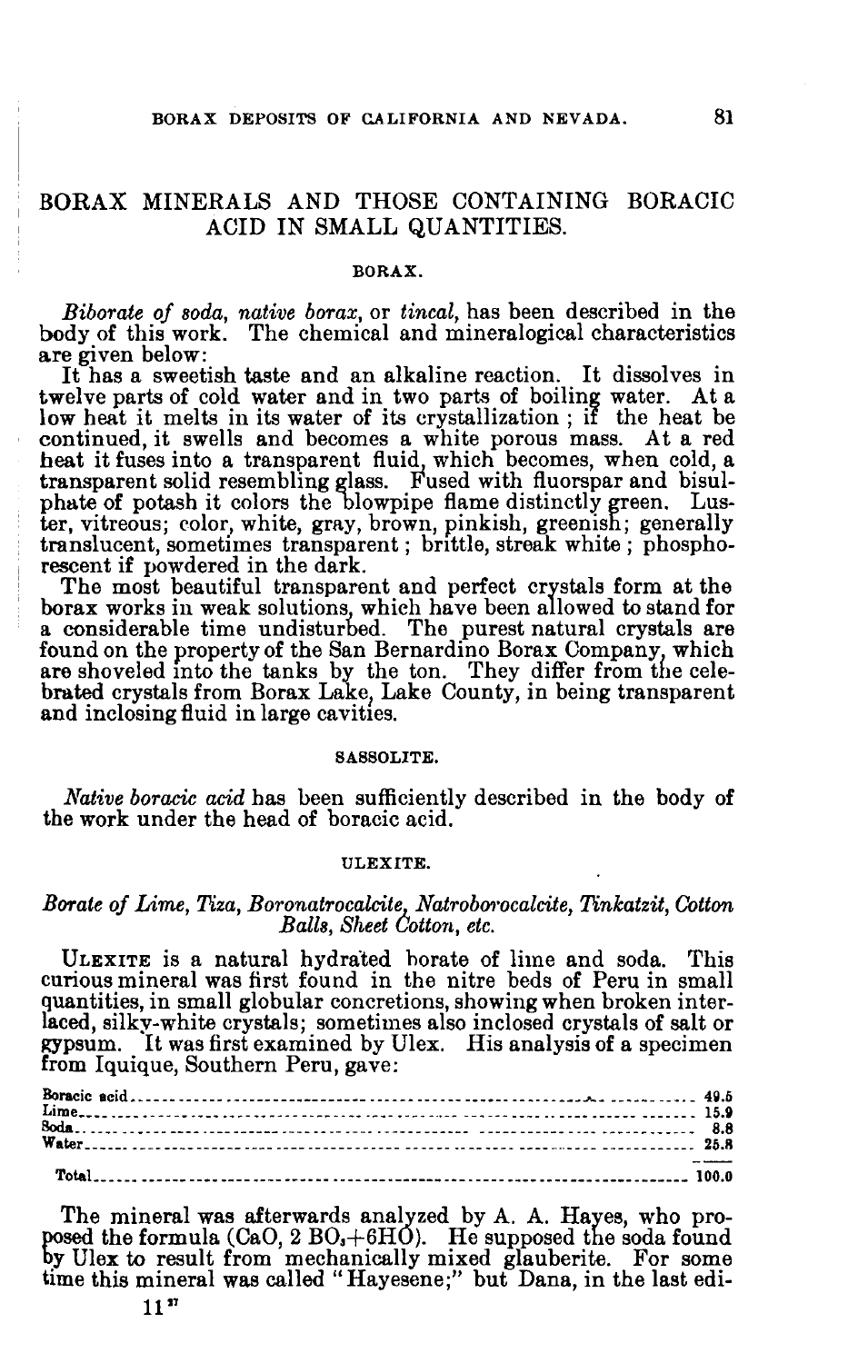# BORAX MINERALS AND THOSE CONTAINING BORACIC ACID IN SMALL QUANTITIES.

## BORAX.

*Biborate of soda, native borax,* or *tincal,* has been described in the body of this work. The chemical and mineralogical characteristics are given below:

It has a sweetish taste and an alkaline reaction. It dissolves in twelve parts of cold water and in two parts of boiling water. At a low heat it melts in its water of its crystallization; if the heat be continued, it swells and becomes a white porous mass. At a red heat it fuses into a transparent fluid, which becomes, when cold, a transparent solid resembling glass. Fused with fluorspar and bisulphate of potash it colors the blowpipe flame distinctly green. Luster, vitreous; color, white, gray, brown, pinkish, greenish; generally translucent, sometimes transparent; brittle, streak white; phosphorescent if powdered in the dark.

The most beautiful transparent and perfect crystals form at the borax works in weak solutions, which have been allowed to stand for a considerable time undisturbed. The purest natural crystals are found on the property of the San Bernardino Borax Company, which are shoveled into the tanks by the ton. They differ from the celebrated crystals from Borax Lake, Lake County, in being transparent and inclosing fluid in large cavities.

## SASSOLITE.

*Native boracic acid* has been sufficiently described in the body of the work under the head of boracic acid.

## ULEXITE.

*Borate of Lime, Tiza, Boronatrocalcite, Natroborocalcite, Tinkatzit, Cotton Balls, Sheet Cotton, etc.*

ULEXITE is a natural hydrated borate of lime and soda. This curious mineral was first found in the nitre beds of Peru in small quantities, in small globular concretions, showing when broken interlaced, silky-white crystals; sometimes also inclosed crystals of salt or gypsum. It was first examined by Ulex. His analysis of a specimen from Iquique, Southern Peru, gave:

| | |
|---|---|
| Boracic acid | 49.5 |
| Lime | 15.9 |
| Soda | 8.8 |
| Water | 25.8 |
| Total | 100.0 |

The mineral was afterwards analyzed by A. A. Hayes, who proposed the formula ($CaO, 2\ BO_3 + 6HO$). He supposed the soda found by Ulex to result from mechanically mixed glauberite. For some time this mineral was called "Hayesene;" but Dana, in the last edi-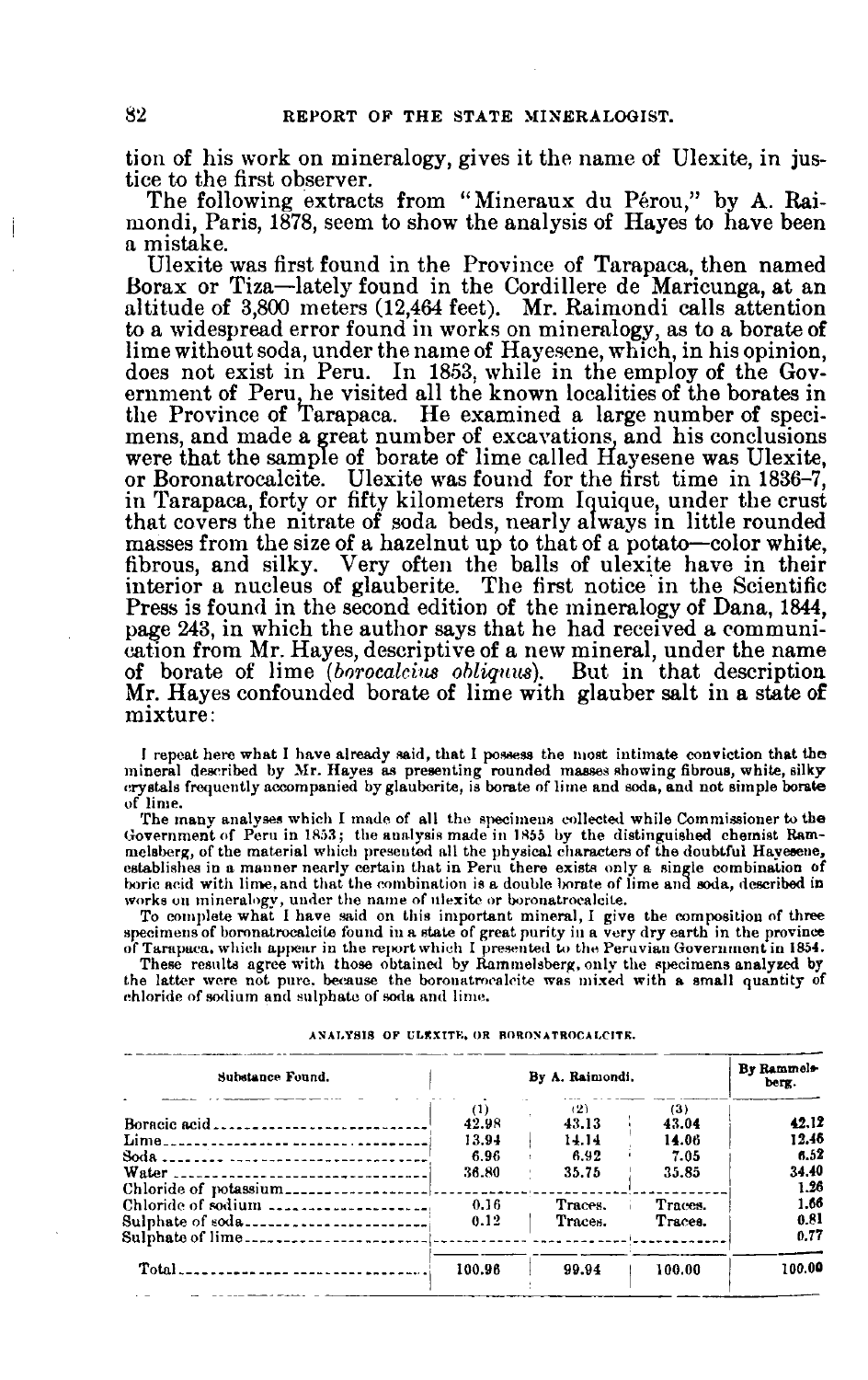tion of his work on mineralogy, gives it the name of Ulexite, in justice to the first observer.

The following extracts from "Mineraux du Pérou," by A. Raimondi, Paris, 1878, seem to show the analysis of Hayes to have been a mistake.

Ulexite was first found in the Province of Tarapaca, then named Borax or Tiza—lately found in the Cordillere de Maricunga, at an altitude of 3,800 meters (12,464 feet). Mr. Raimondi calls attention to a widespread error found in works on mineralogy, as to a borate of lime without soda, under the name of Hayesene, which, in his opinion, does not exist in Peru. In 1853, while in the employ of the Government of Peru, he visited all the known localities of the borates in the Province of Tarapaca. He examined a large number of specimens, and made a great number of excavations, and his conclusions were that the sample of borate of lime called Hayesene was Ulexite, or Boronatrocalcite. Ulexite was found for the first time in 1836–7, in Tarapaca, forty or fifty kilometers from Iquique, under the crust that covers the nitrate of soda beds, nearly always in little rounded masses from the size of a hazelnut up to that of a potato—color white, fibrous, and silky. Very often the balls of ulexite have in their interior a nucleus of glauberite. The first notice in the Scientific Press is found in the second edition of the mineralogy of Dana, 1844, page 243, in which the author says that he had received a communication from Mr. Hayes, descriptive of a new mineral, under the name of borate of lime (*borocalcius obliquus*). But in that description Mr. Hayes confounded borate of lime with glauber salt in a state of mixture:

I repeat here what I have already said, that I possess the most intimate conviction that the mineral described by Mr. Hayes as presenting rounded masses showing fibrous, white, silky crystals frequently accompanied by glauberite, is borate of lime and soda, and not simple borate of lime.

The many analyses which I made of all the specimens collected while Commissioner to the Government of Peru in 1853; the analysis made in 1855 by the distinguished chemist Rammelsberg, of the material which presented all the physical characters of the doubtful Hayesene, establishes in a manner nearly certain that in Peru there exists only a single combination of boric acid with lime, and that the combination is a double borate of lime and soda, described in works on mineralogy, under the name of ulexite or boronatrocalcite.

To complete what I have said on this important mineral, I give the composition of three specimens of boronatrocalcite found in a state of great purity in a very dry earth in the province of Tarapaca, which appear in the report which I presented to the Peruvian Government in 1854.

These results agree with those obtained by Rammelsberg, only the specimens analyzed by the latter were not pure, because the boronatrocalcite was mixed with a small quantity of chloride of sodium and sulphate of soda and lime.

ANALYSIS OF ULEXITE, OR BORONATROCALCITE.

| Substance Found. | By A. Raimondi. | | | By Rammelsberg. |
|---|---|---|---|---|
| | (1) | (2) | (3) | |
| Boracic acid | 42.98 | 43.13 | 43.04 | 42.12 |
| Lime | 13.94 | 14.14 | 14.06 | 12.46 |
| Soda | 6.96 | 6.92 | 7.05 | 6.52 |
| Water | 36.80 | 35.75 | 35.85 | 34.40 |
| Chloride of potassium | | | | 1.26 |
| Chloride of sodium | 0.16 | Traces. | Traces. | 1.66 |
| Sulphate of soda | 0.12 | Traces. | Traces. | 0.81 |
| Sulphate of lime | | | | 0.77 |
| Total | 100.96 | 99.94 | 100.00 | 100.00 |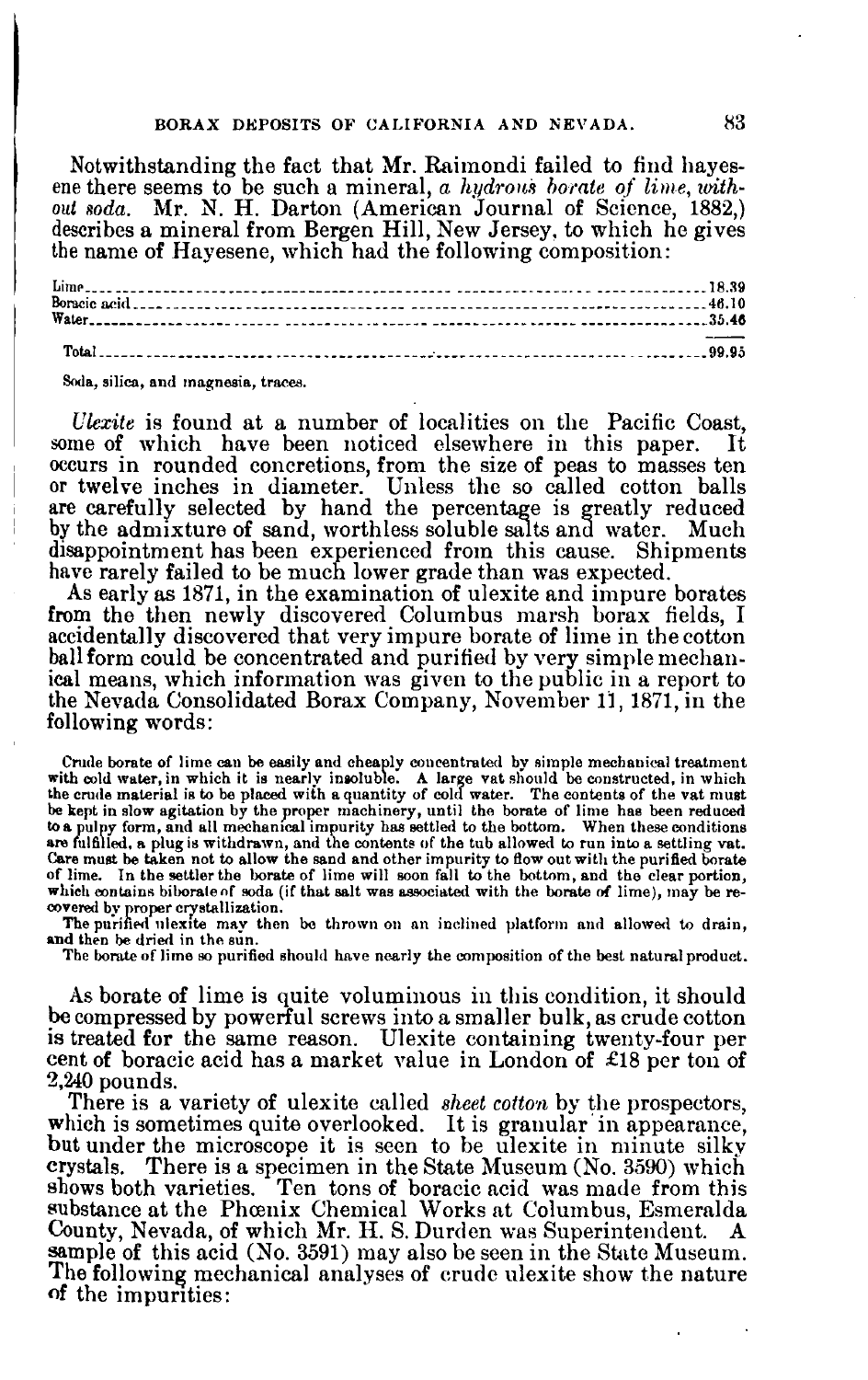Notwithstanding the fact that Mr. Raimondi failed to find hayesene there seems to be such a mineral, *a hydrous borate of lime, without soda.* Mr. N. H. Darton (American Journal of Science, 1882,) describes a mineral from Bergen Hill, New Jersey, to which he gives the name of Hayesene, which had the following composition:

| | |
|---|---|
| Lime | 18.39 |
| Boracic acid | 46.10 |
| Water | 35.46 |
| Total | 99.95 |

Soda, silica, and magnesia, traces.

*Ulexite* is found at a number of localities on the Pacific Coast, some of which have been noticed elsewhere in this paper. It occurs in rounded concretions, from the size of peas to masses ten or twelve inches in diameter. Unless the so called cotton balls are carefully selected by hand the percentage is greatly reduced by the admixture of sand, worthless soluble salts and water. Much disappointment has been experienced from this cause. Shipments have rarely failed to be much lower grade than was expected.

As early as 1871, in the examination of ulexite and impure borates from the then newly discovered Columbus marsh borax fields, I accidentally discovered that very impure borate of lime in the cotton ball form could be concentrated and purified by very simple mechanical means, which information was given to the public in a report to the Nevada Consolidated Borax Company, November 11, 1871, in the following words:

> Crude borate of lime can be easily and cheaply concentrated by simple mechanical treatment with cold water, in which it is nearly insoluble. A large vat should be constructed, in which the crude material is to be placed with a quantity of cold water. The contents of the vat must be kept in slow agitation by the proper machinery, until the borate of lime has been reduced to a pulpy form, and all mechanical impurity has settled to the bottom. When these conditions are fulfilled, a plug is withdrawn, and the contents of the tub allowed to run into a settling vat. Care must be taken not to allow the sand and other impurity to flow out with the purified borate of lime. In the settler the borate of lime will soon fall to the bottom, and the clear portion, which contains biborate of soda (if that salt was associated with the borate of lime), may be recovered by proper crystallization.
>
> The purified ulexite may then be thrown on an inclined platform and allowed to drain, and then be dried in the sun.
>
> The borate of lime so purified should have nearly the composition of the best natural product.

As borate of lime is quite voluminous in this condition, it should be compressed by powerful screws into a smaller bulk, as crude cotton is treated for the same reason. Ulexite containing twenty-four per cent of boracic acid has a market value in London of £18 per ton of 2,240 pounds.

There is a variety of ulexite called *sheet cotton* by the prospectors, which is sometimes quite overlooked. It is granular in appearance, but under the microscope it is seen to be ulexite in minute silky crystals. There is a specimen in the State Museum (No. 3590) which shows both varieties. Ten tons of boracic acid was made from this substance at the Phœnix Chemical Works at Columbus, Esmeralda County, Nevada, of which Mr. H. S. Durden was Superintendent. A sample of this acid (No. 3591) may also be seen in the State Museum. The following mechanical analyses of crude ulexite show the nature of the impurities: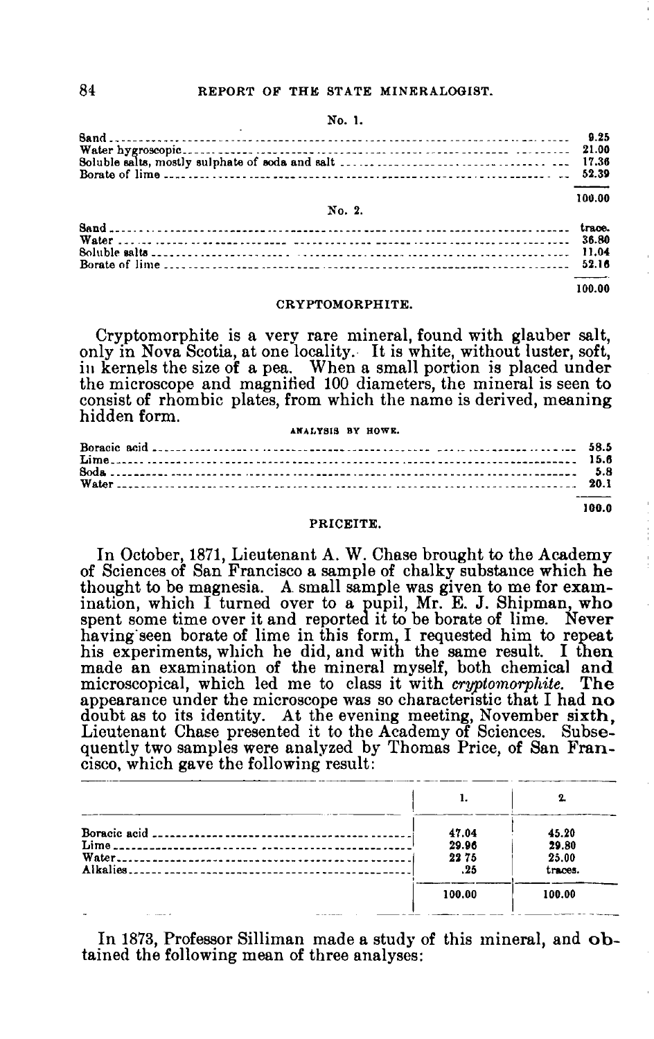No. 1.

| | |
|---|---|
| Sand | 9.25 |
| Water hygroscopic | 21.00 |
| Soluble salts, mostly sulphate of soda and salt | 17.36 |
| Borate of lime | 52.39 |
| | 100.00 |

No. 2.

| | |
|---|---|
| Sand | trace. |
| Water | 36.80 |
| Soluble salts | 11.04 |
| Borate of lime | 52.16 |
| | 100.00 |

### CRYPTOMORPHITE.

Cryptomorphite is a very rare mineral, found with glauber salt, only in Nova Scotia, at one locality. It is white, without luster, soft, in kernels the size of a pea. When a small portion is placed under the microscope and magnified 100 diameters, the mineral is seen to consist of rhombic plates, from which the name is derived, meaning hidden form.

ANALYSIS BY HOWE.

| | |
|---|---|
| Boracic acid | 58.5 |
| Lime | 15.6 |
| Soda | 5.8 |
| Water | 20.1 |
| | 100.0 |

### PRICEITE.

In October, 1871, Lieutenant A. W. Chase brought to the Academy of Sciences of San Francisco a sample of chalky substance which he thought to be magnesia. A small sample was given to me for examination, which I turned over to a pupil, Mr. E. J. Shipman, who spent some time over it and reported it to be borate of lime. Never having seen borate of lime in this form, I requested him to repeat his experiments, which he did, and with the same result. I then made an examination of the mineral myself, both chemical and microscopical, which led me to class it with *cryptomorphite*. The appearance under the microscope was so characteristic that I had no doubt as to its identity. At the evening meeting, November sixth, Lieutenant Chase presented it to the Academy of Sciences. Subsequently two samples were analyzed by Thomas Price, of San Francisco, which gave the following result:

| | 1. | 2. |
|---|---|---|
| Boracic acid | 47.04 | 45.20 |
| Lime | 29.96 | 29.80 |
| Water | 22 75 | 25.00 |
| Alkalies | .25 | traces. |
| | 100.00 | 100.00 |

In 1873, Professor Silliman made a study of this mineral, and obtained the following mean of three analyses: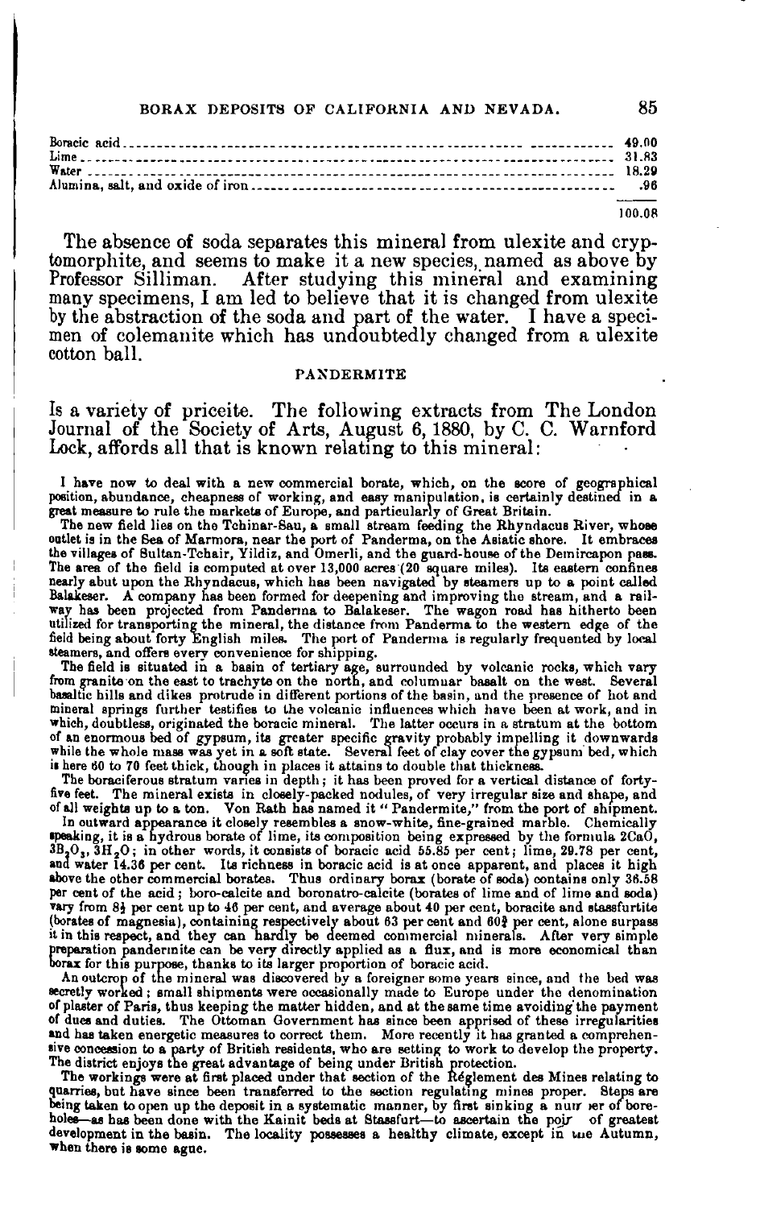| | |
|---|---|
| Boracic acid | 49.00 |
| Lime | 31.83 |
| Water | 18.29 |
| Alumina, salt, and oxide of iron | .96 |
| | 100.08 |

The absence of soda separates this mineral from ulexite and cryptomorphite, and seems to make it a new species, named as above by Professor Silliman. After studying this mineral and examining many specimens, I am led to believe that it is changed from ulexite by the abstraction of the soda and part of the water. I have a specimen of colemanite which has undoubtedly changed from a ulexite cotton ball.

## PANDERMITE

Is a variety of priceite. The following extracts from The London Journal of the Society of Arts, August 6, 1880, by C. C. Warnford Lock, affords all that is known relating to this mineral:

I have now to deal with a new commercial borate, which, on the score of geographical position, abundance, cheapness of working, and easy manipulation, is certainly destined in a great measure to rule the markets of Europe, and particularly of Great Britain.

The new field lies on the Tchinar-Sau, a small stream feeding the Rhyndacus River, whose outlet is in the Sea of Marmora, near the port of Panderma, on the Asiatic shore. It embraces the villages of Sultan-Tchair, Yildiz, and Omerli, and the guard-house of the Demircapon pass. The area of the field is computed at over 13,000 acres (20 square miles). Its eastern confines nearly abut upon the Rhyndacus, which has been navigated by steamers up to a point called Balakeser. A company has been formed for deepening and improving the stream, and a railway has been projected from Panderma to Balakeser. The wagon road has hitherto been utilized for transporting the mineral, the distance from Panderma to the western edge of the field being about forty English miles. The port of Panderma is regularly frequented by local steamers, and offers every convenience for shipping.

The field is situated in a basin of tertiary age, surrounded by volcanic rocks, which vary from granite on the east to trachyte on the north, and columnar basalt on the west. Several basaltic hills and dikes protrude in different portions of the basin, and the presence of hot and mineral springs further testifies to the volcanic influences which have been at work, and in which, doubtless, originated the boracic mineral. The latter occurs in a stratum at the bottom of an enormous bed of gypsum, its greater specific gravity probably impelling it downwards while the whole mass was yet in a soft state. Several feet of clay cover the gypsum bed, which is here 60 to 70 feet thick, though in places it attains to double that thickness.

The boraciferous stratum varies in depth; it has been proved for a vertical distance of forty-five feet. The mineral exists in closely-packed nodules, of very irregular size and shape, and of all weights up to a ton. Von Rath has named it "Pandermite," from the port of shipment.

In outward appearance it closely resembles a snow-white, fine-grained marble. Chemically speaking, it is a hydrous borate of lime, its composition being expressed by the formula $2CaO, 3B_2O_3, 3H_2O$; in other words, it consists of boracic acid 55.85 per cent; lime, 29.78 per cent, and water 14.36 per cent. Its richness in boracic acid is at once apparent, and places it high above the other commercial borates. Thus ordinary borax (borate of soda) contains only 36.58 per cent of the acid; boro-calcite and boronatro-calcite (borates of lime and of lime and soda) vary from 8½ per cent up to 46 per cent, and average about 40 per cent, boracite and stassfurtite (borates of magnesia), containing respectively about 63 per cent and 60⅔ per cent, alone surpass it in this respect, and they can hardly be deemed commercial minerals. After very simple preparation pandermite can be very directly applied as a flux, and is more economical than borax for this purpose, thanks to its larger proportion of boracic acid.

An outcrop of the mineral was discovered by a foreigner some years since, and the bed was secretly worked; small shipments were occasionally made to Europe under the denomination of plaster of Paris, thus keeping the matter hidden, and at the same time avoiding the payment of dues and duties. The Ottoman Government has since been apprised of these irregularities and has taken energetic measures to correct them. More recently it has granted a comprehensive concession to a party of British residents, who are setting to work to develop the property. The district enjoys the great advantage of being under British protection.

The workings were at first placed under that section of the Réglement des Mines relating to quarries, but have since been transferred to the section regulating mines proper. Steps are being taken to open up the deposit in a systematic manner, by first sinking a number of bore-holes—as has been done with the Kainit beds at Stassfurt—to ascertain the point of greatest development in the basin. The locality possesses a healthy climate, except in the Autumn, when there is some ague.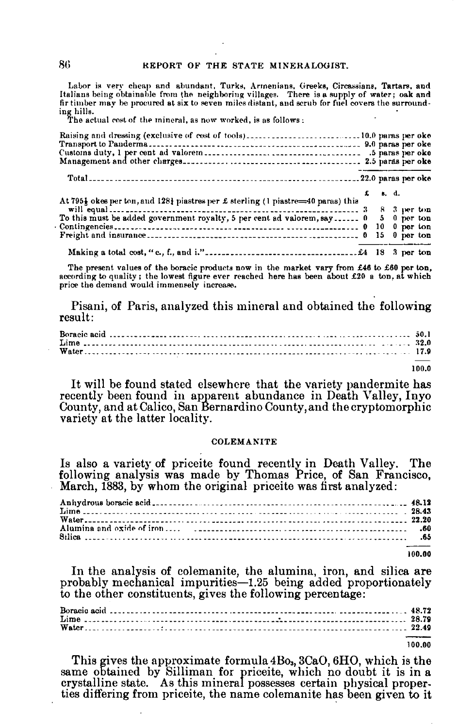Labor is very cheap and abundant, Turks, Armenians, Greeks, Circassians, Tartars, and Italians being obtainable from the neighboring villages. There is a supply of water; oak and fir timber may be procured at six to seven miles distant, and scrub for fuel covers the surrounding hills.

The actual cost of the mineral, as now worked, is as follows:

| | |
|---|---|
| Raising and dressing (exclusive of cost of tools) | 10.0 paras per oke |
| Transport to Panderma | 9.0 paras per oke |
| Customs duty, 1 per cent ad valorem | .5 paras per oke |
| Management and other charges | 2.5 paras per oke |
| Total | 22.0 paras per oke |

| | £ | s. | d. | |
|---|---|---|---|---|
| At 795½ okes per ton, and 128¼ piastres per £ sterling (1 piastre=40 paras) this will equal | 3 | 8 | 3 | per ton |
| To this must be added government royalty, 5 per cent ad valorem, say | 0 | 5 | 0 | per ton |
| Contingencies | 0 | 10 | 0 | per ton |
| Freight and insurance | 0 | 15 | 0 | per ton |
| Making a total cost, "c., f., and i." | £4 | 18 | 3 | per ton |

The present values of the boracic products now in the market vary from £46 to £60 per ton, according to quality; the lowest figure ever reached here has been about £20 a ton, at which price the demand would immensely increase.

Pisani, of Paris, analyzed this mineral and obtained the following result:

| | |
|---|---|
| Boracic acid | 50.1 |
| Lime | 32.0 |
| Water | 17.9 |
| | 100.0 |

It will be found stated elsewhere that the variety pandermite has recently been found in apparent abundance in Death Valley, Inyo County, and at Calico, San Bernardino County, and the cryptomorphic variety at the latter locality.

## COLEMANITE

Is also a variety of priceite found recently in Death Valley. The following analysis was made by Thomas Price, of San Francisco, March, 1883, by whom the original priceite was first analyzed:

| | |
|---|---|
| Anhydrous boracic acid | 48.12 |
| Lime | 28.43 |
| Water | 22.20 |
| Alumina and oxide of iron | .60 |
| Silica | .65 |
| | 100.00 |

In the analysis of colemanite, the alumina, iron, and silica are probably mechanical impurities—1.25 being added proportionately to the other constituents, gives the following percentage:

| | |
|---|---|
| Boracic acid | 48.72 |
| Lime | 28.79 |
| Water | 22.49 |
| | 100.00 |

This gives the approximate formula $4Bo_3, 3CaO, 6HO$, which is the same obtained by Silliman for priceite, which no doubt it is in a crystalline state. As this mineral possesses certain physical properties differing from priceite, the name colemanite has been given to it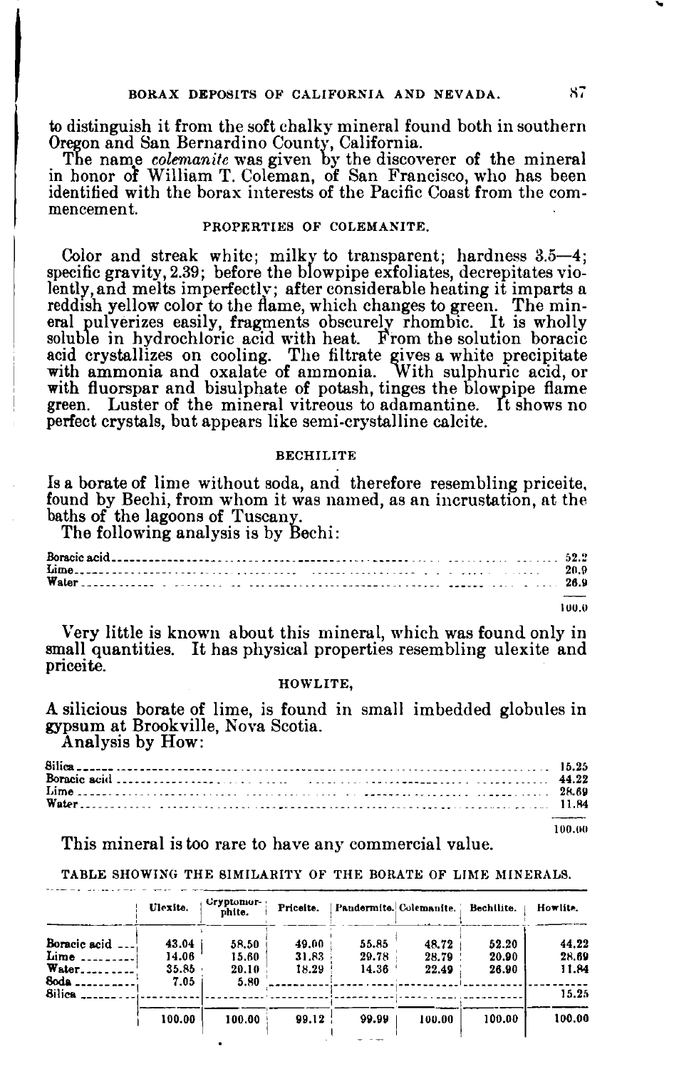to distinguish it from the soft chalky mineral found both in southern Oregon and San Bernardino County, California.

The name *colemanite* was given by the discoverer of the mineral in honor of William T. Coleman, of San Francisco, who has been identified with the borax interests of the Pacific Coast from the commencement.

### PROPERTIES OF COLEMANITE.

Color and streak white; milky to transparent; hardness 3.5—4; specific gravity, 2.39; before the blowpipe exfoliates, decrepitates violently, and melts imperfectly; after considerable heating it imparts a reddish yellow color to the flame, which changes to green. The mineral pulverizes easily, fragments obscurely rhombic. It is wholly soluble in hydrochloric acid with heat. From the solution boracic acid crystallizes on cooling. The filtrate gives a white precipitate with ammonia and oxalate of ammonia. With sulphuric acid, or with fluorspar and bisulphate of potash, tinges the blowpipe flame green. Luster of the mineral vitreous to adamantine. It shows no perfect crystals, but appears like semi-crystalline calcite.

### BECHILITE

Is a borate of lime without soda, and therefore resembling priceite, found by Bechi, from whom it was named, as an incrustation, at the baths of the lagoons of Tuscany.

The following analysis is by Bechi:

| | |
|---|---|
| Boracic acid | 52.2 |
| Lime | 20.9 |
| Water | 26.9 |
| | 100.0 |

Very little is known about this mineral, which was found only in small quantities. It has physical properties resembling ulexite and priceite.

### HOWLITE,

A silicious borate of lime, is found in small imbedded globules in gypsum at Brookville, Nova Scotia.

Analysis by How:

| | |
|---|---|
| Silica | 15.25 |
| Boracic acid | 44.22 |
| Lime | 28.69 |
| Water | 11.84 |
| | 100.00 |

This mineral is too rare to have any commercial value.

TABLE SHOWING THE SIMILARITY OF THE BORATE OF LIME MINERALS.

| | Ulexite. | Cryptomorphite. | Priceite. | Pandermite. | Colemanite. | Bechilite. | Howlite. |
|---|---|---|---|---|---|---|---|
| Boracic acid | 43.04 | 58.50 | 49.00 | 55.85 | 48.72 | 52.20 | 44.22 |
| Lime | 14.06 | 15.60 | 31.83 | 29.78 | 28.79 | 20.90 | 28.69 |
| Water | 35.85 | 20.10 | 18.29 | 14.36 | 22.49 | 26.90 | 11.84 |
| Soda | 7.05 | 5.80 | | | | | |
| Silica | | | | | | | 15.25 |
| | 100.00 | 100.00 | 99.12 | 99.99 | 100.00 | 100.00 | 100.00 |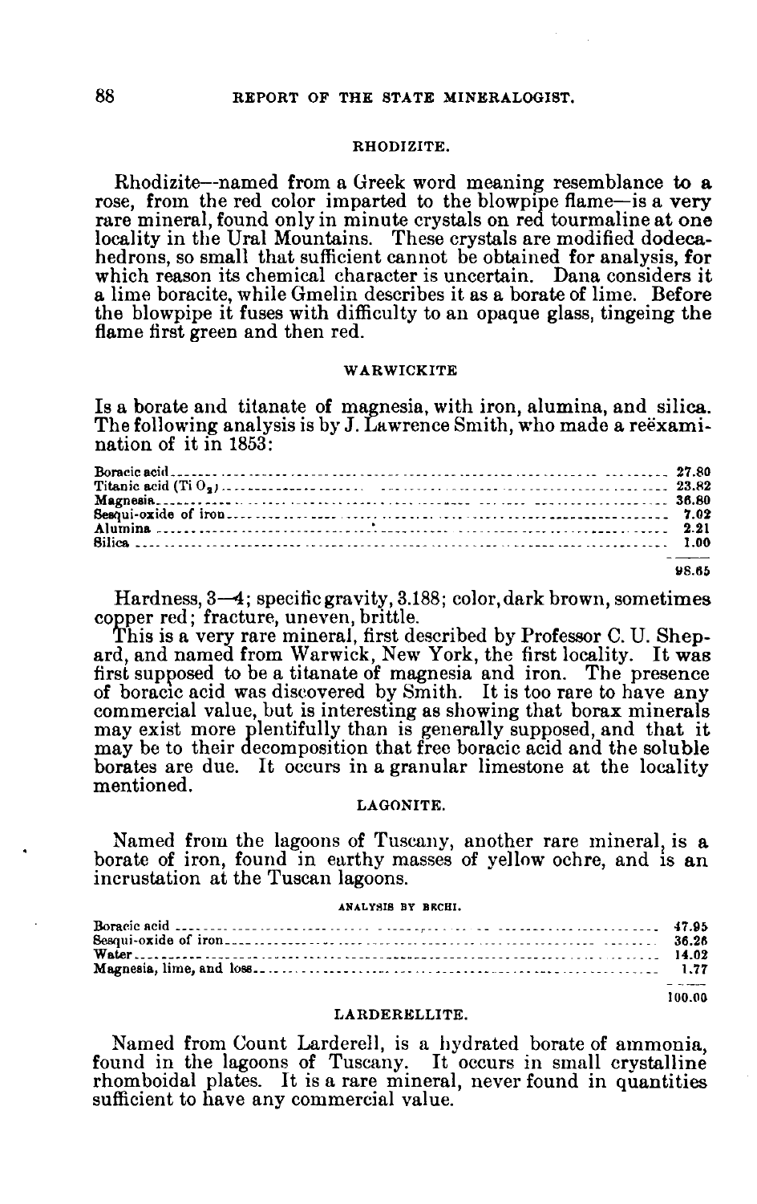### RHODIZITE.

Rhodizite—named from a Greek word meaning resemblance to a rose, from the red color imparted to the blowpipe flame—is a very rare mineral, found only in minute crystals on red tourmaline at one locality in the Ural Mountains. These crystals are modified dodecahedrons, so small that sufficient cannot be obtained for analysis, for which reason its chemical character is uncertain. Dana considers it a lime boracite, while Gmelin describes it as a borate of lime. Before the blowpipe it fuses with difficulty to an opaque glass, tingeing the flame first green and then red.

### WARWICKITE

Is a borate and titanate of magnesia, with iron, alumina, and silica. The following analysis is by J. Lawrence Smith, who made a reëxamination of it in 1853:

| | |
|---|---|
| Boracic acid | 27.80 |
| Titanic acid ($TiO_2$) | 23.82 |
| Magnesia | 36.80 |
| Sesqui-oxide of iron | 7.02 |
| Alumina | 2.21 |
| Silica | 1.00 |
| | 98.65 |

Hardness, 3—4; specific gravity, 3.188; color, dark brown, sometimes copper red; fracture, uneven, brittle.

This is a very rare mineral, first described by Professor C. U. Shepard, and named from Warwick, New York, the first locality. It was first supposed to be a titanate of magnesia and iron. The presence of boracic acid was discovered by Smith. It is too rare to have any commercial value, but is interesting as showing that borax minerals may exist more plentifully than is generally supposed, and that it may be to their decomposition that free boracic acid and the soluble borates are due. It occurs in a granular limestone at the locality mentioned.

### LAGONITE.

Named from the lagoons of Tuscany, another rare mineral, is a borate of iron, found in earthy masses of yellow ochre, and is an incrustation at the Tuscan lagoons.

ANALYSIS BY BECHI.

| | |
|---|---|
| Boracic acid | 47.95 |
| Sesqui-oxide of iron | 36.26 |
| Water | 14.02 |
| Magnesia, lime, and loss | 1.77 |
| | 100.00 |

### LARDERELLITE.

Named from Count Larderell, is a hydrated borate of ammonia, found in the lagoons of Tuscany. It occurs in small crystalline rhomboidal plates. It is a rare mineral, never found in quantities sufficient to have any commercial value.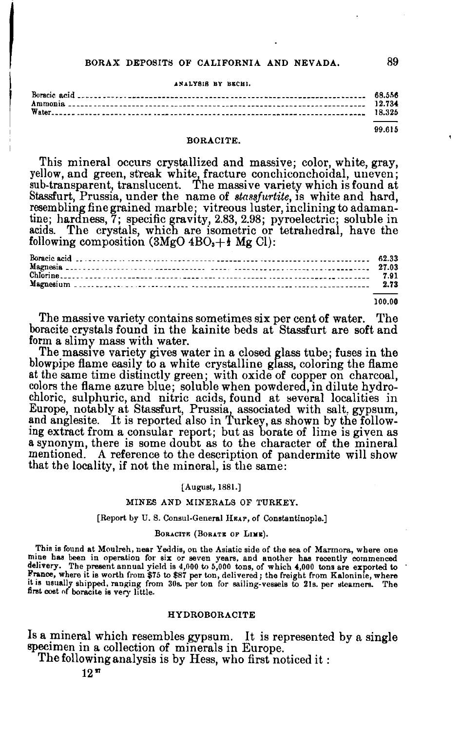ANALYSIS BY BECHI.

| | |
|---|---|
| Boracic acid | 68.556 |
| Ammonia | 12.734 |
| Water | 18.325 |
| | 99.615 |

## BORACITE.

This mineral occurs crystallized and massive; color, white, gray, yellow, and green, streak white, fracture conchiconchoidal, uneven; sub-transparent, translucent. The massive variety which is found at Stassfurt, Prussia, under the name of *stassfurtite*, is white and hard, resembling fine grained marble; vitreous luster, inclining to adamantine; hardness, 7; specific gravity, 2.83, 2.98; pyroelectric; soluble in acids. The crystals, which are isometric or tetrahedral, have the following composition ($3MgO\ 4BO_3 + \frac{1}{2}\ Mg\ Cl$):

| | |
|---|---|
| Boracic acid | 62.33 |
| Magnesia | 27.03 |
| Chlorine | 7.91 |
| Magnesium | 2.73 |
| | 100.00 |

The massive variety contains sometimes six per cent of water. The boracite crystals found in the kainite beds at Stassfurt are soft and form a slimy mass with water.

The massive variety gives water in a closed glass tube; fuses in the blowpipe flame easily to a white crystalline glass, coloring the flame at the same time distinctly green; with oxide of copper on charcoal, colors the flame azure blue; soluble when powdered, in dilute hydrochloric, sulphuric, and nitric acids, found at several localities in Europe, notably at Stassfurt, Prussia, associated with salt, gypsum, and anglesite. It is reported also in Turkey, as shown by the following extract from a consular report; but as borate of lime is given as a synonym, there is some doubt as to the character of the mineral mentioned. A reference to the description of pandermite will show that the locality, if not the mineral, is the same:

[August, 1881.]

MINES AND MINERALS OF TURKEY.

[Report by U. S. Consul-General HEAP, of Constantinople.]

BORACITE (BORATE OF LIME).

This is found at Moulreh, near Yeddis, on the Asiatic side of the sea of Marmora, where one mine has been in operation for six or seven years, and another has recently commenced delivery. The present annual yield is 4,000 to 5,000 tons, of which 4,000 tons are exported to France, where it is worth from $75 to $87 per ton, delivered; the freight from Kaloninie, where it is usually shipped, ranging from 30s. per ton for sailing-vessels to 21s. per steamers. The first cost of boracite is very little.

## HYDROBORACITE

Is a mineral which resembles gypsum. It is represented by a single specimen in a collection of minerals in Europe.

The following analysis is by Hess, who first noticed it: